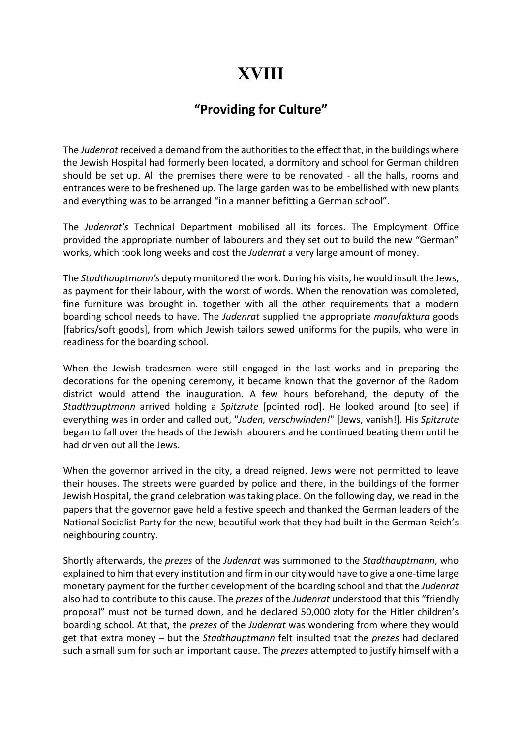# XVIII

## "Providing for Culture"

The *Judenrat* received a demand from the authorities to the effect that, in the buildings where the Jewish Hospital had formerly been located, a dormitory and school for German children should be set up. All the premises there were to be renovated - all the halls, rooms and entrances were to be freshened up. The large garden was to be embellished with new plants and everything was to be arranged "in a manner befitting a German school".

The *Judenrat's* Technical Department mobilised all its forces. The Employment Office provided the appropriate number of labourers and they set out to build the new "German" works, which took long weeks and cost the *Judenrat* a very large amount of money.

The *Stadthauptmann's* deputy monitored the work. During his visits, he would insult the Jews, as payment for their labour, with the worst of words. When the renovation was completed, fine furniture was brought in. together with all the other requirements that a modern boarding school needs to have. The *Judenrat* supplied the appropriate *manufaktura* goods [fabrics/soft goods], from which Jewish tailors sewed uniforms for the pupils, who were in readiness for the boarding school.

When the Jewish tradesmen were still engaged in the last works and in preparing the decorations for the opening ceremony, it became known that the governor of the Radom district would attend the inauguration. A few hours beforehand, the deputy of the *Stadthauptmann* arrived holding a *Spitzrute* [pointed rod]. He looked around [to see] if everything was in order and called out, "*Juden, verschwinden!*" [Jews, vanish!]. His *Spitzrute* began to fall over the heads of the Jewish labourers and he continued beating them until he had driven out all the Jews.

When the governor arrived in the city, a dread reigned. Jews were not permitted to leave their houses. The streets were guarded by police and there, in the buildings of the former Jewish Hospital, the grand celebration was taking place. On the following day, we read in the papers that the governor gave held a festive speech and thanked the German leaders of the National Socialist Party for the new, beautiful work that they had built in the German Reich's neighbouring country.

Shortly afterwards, the *prezes* of the *Judenrat* was summoned to the *Stadthauptmann*, who explained to him that every institution and firm in our city would have to give a one-time large monetary payment for the further development of the boarding school and that the *Judenrat* also had to contribute to this cause. The *prezes* of the *Judenrat* understood that this "friendly proposal" must not be turned down, and he declared 50,000 złoty for the Hitler children's boarding school. At that, the *prezes* of the *Judenrat* was wondering from where they would get that extra money – but the *Stadthauptmann* felt insulted that the *prezes* had declared such a small sum for such an important cause. The *prezes* attempted to justify himself with a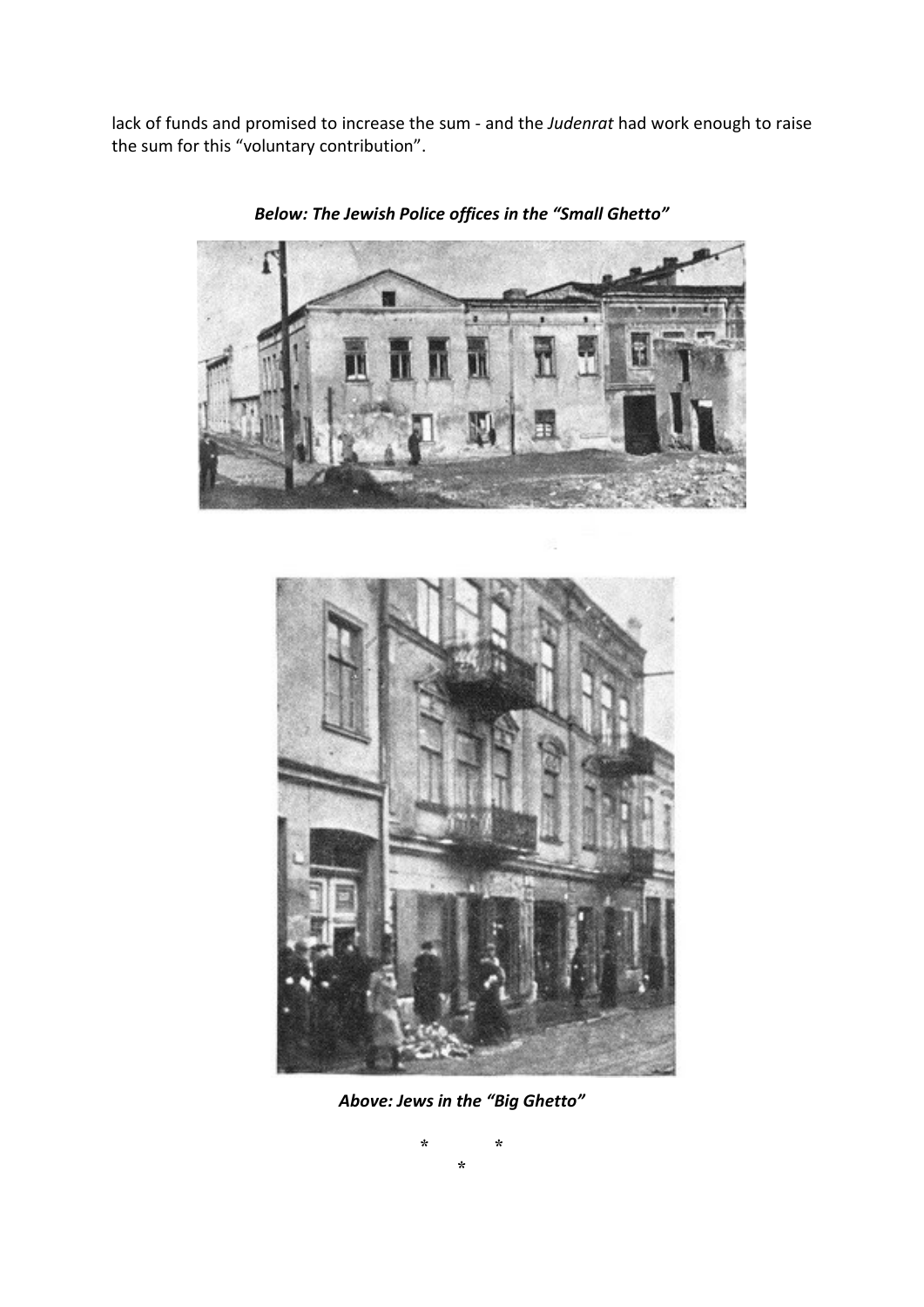lack of funds and promised to increase the sum - and the *Judenrat* had work enough to raise the sum for this "voluntary contribution".

***Below: The Jewish Police offices in the "Small Ghetto"***

***Above: Jews in the "Big Ghetto"***

\*   \*
  \*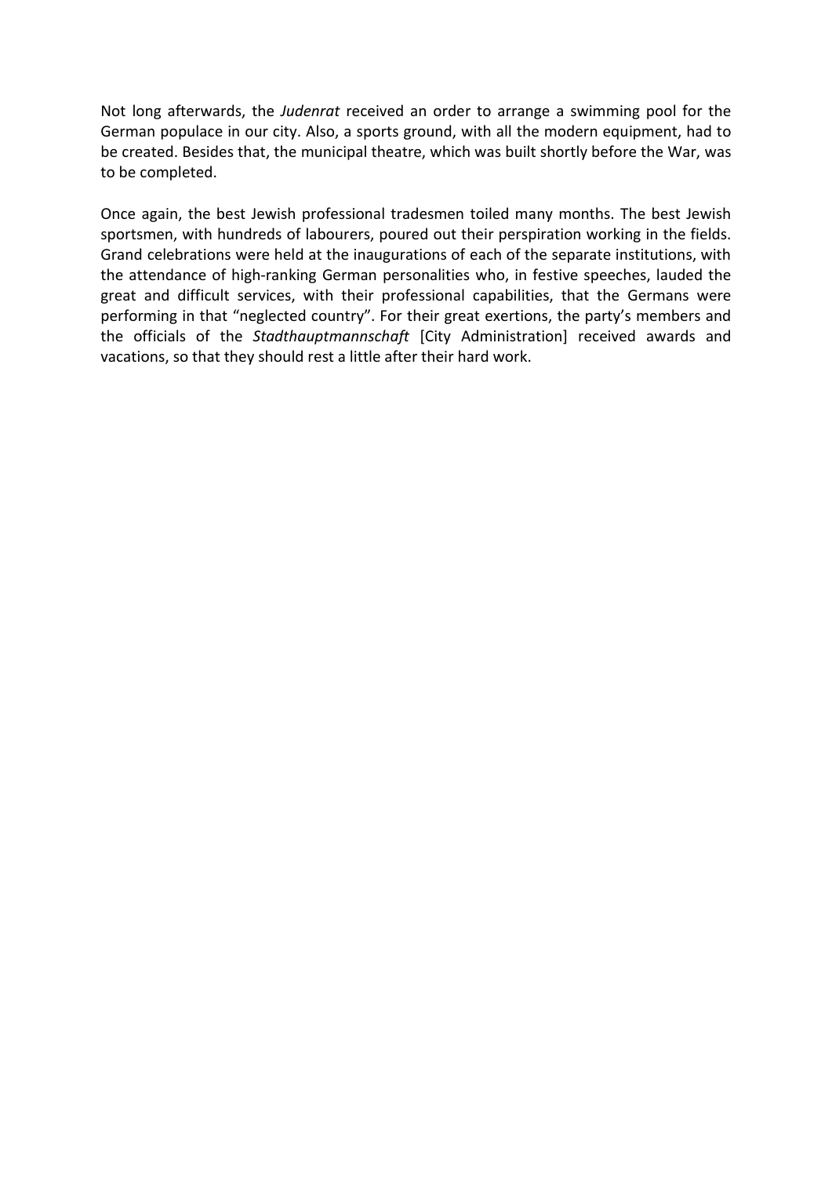Not long afterwards, the *Judenrat* received an order to arrange a swimming pool for the German populace in our city. Also, a sports ground, with all the modern equipment, had to be created. Besides that, the municipal theatre, which was built shortly before the War, was to be completed.

Once again, the best Jewish professional tradesmen toiled many months. The best Jewish sportsmen, with hundreds of labourers, poured out their perspiration working in the fields. Grand celebrations were held at the inaugurations of each of the separate institutions, with the attendance of high-ranking German personalities who, in festive speeches, lauded the great and difficult services, with their professional capabilities, that the Germans were performing in that "neglected country". For their great exertions, the party's members and the officials of the *Stadthauptmannschaft* [City Administration] received awards and vacations, so that they should rest a little after their hard work.